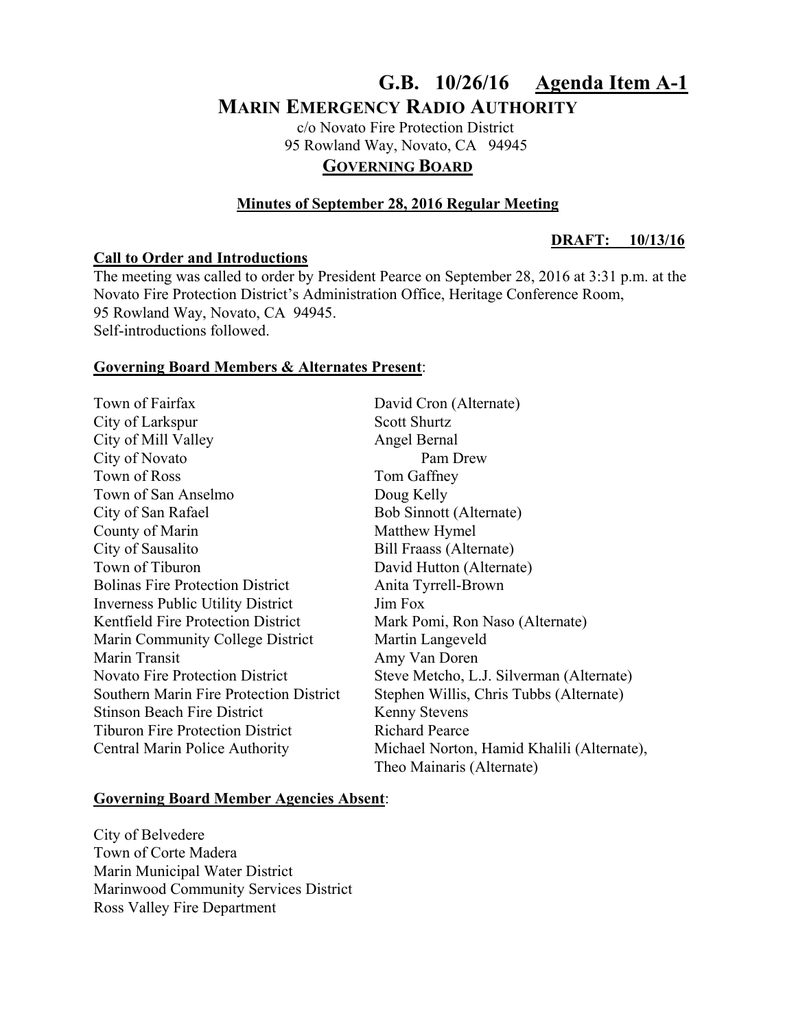# G.B. 10/26/16 Agenda Item A-1

## MARIN EMERGENCY RADIO AUTHORITY

c/o Novato Fire Protection District
95 Rowland Way, Novato, CA 94945

### GOVERNING BOARD

**Minutes of September 28, 2016 Regular Meeting**

**DRAFT: 10/13/16**

**Call to Order and Introductions**

The meeting was called to order by President Pearce on September 28, 2016 at 3:31 p.m. at the Novato Fire Protection District's Administration Office, Heritage Conference Room, 95 Rowland Way, Novato, CA 94945.
Self-introductions followed.

**Governing Board Members & Alternates Present**:

| | |
|---|---|
| Town of Fairfax | David Cron (Alternate) |
| City of Larkspur | Scott Shurtz |
| City of Mill Valley | Angel Bernal |
| City of Novato | Pam Drew |
| Town of Ross | Tom Gaffney |
| Town of San Anselmo | Doug Kelly |
| City of San Rafael | Bob Sinnott (Alternate) |
| County of Marin | Matthew Hymel |
| City of Sausalito | Bill Fraass (Alternate) |
| Town of Tiburon | David Hutton (Alternate) |
| Bolinas Fire Protection District | Anita Tyrrell-Brown |
| Inverness Public Utility District | Jim Fox |
| Kentfield Fire Protection District | Mark Pomi, Ron Naso (Alternate) |
| Marin Community College District | Martin Langeveld |
| Marin Transit | Amy Van Doren |
| Novato Fire Protection District | Steve Metcho, L.J. Silverman (Alternate) |
| Southern Marin Fire Protection District | Stephen Willis, Chris Tubbs (Alternate) |
| Stinson Beach Fire District | Kenny Stevens |
| Tiburon Fire Protection District | Richard Pearce |
| Central Marin Police Authority | Michael Norton, Hamid Khalili (Alternate), Theo Mainaris (Alternate) |

**Governing Board Member Agencies Absent**:

City of Belvedere
Town of Corte Madera
Marin Municipal Water District
Marinwood Community Services District
Ross Valley Fire Department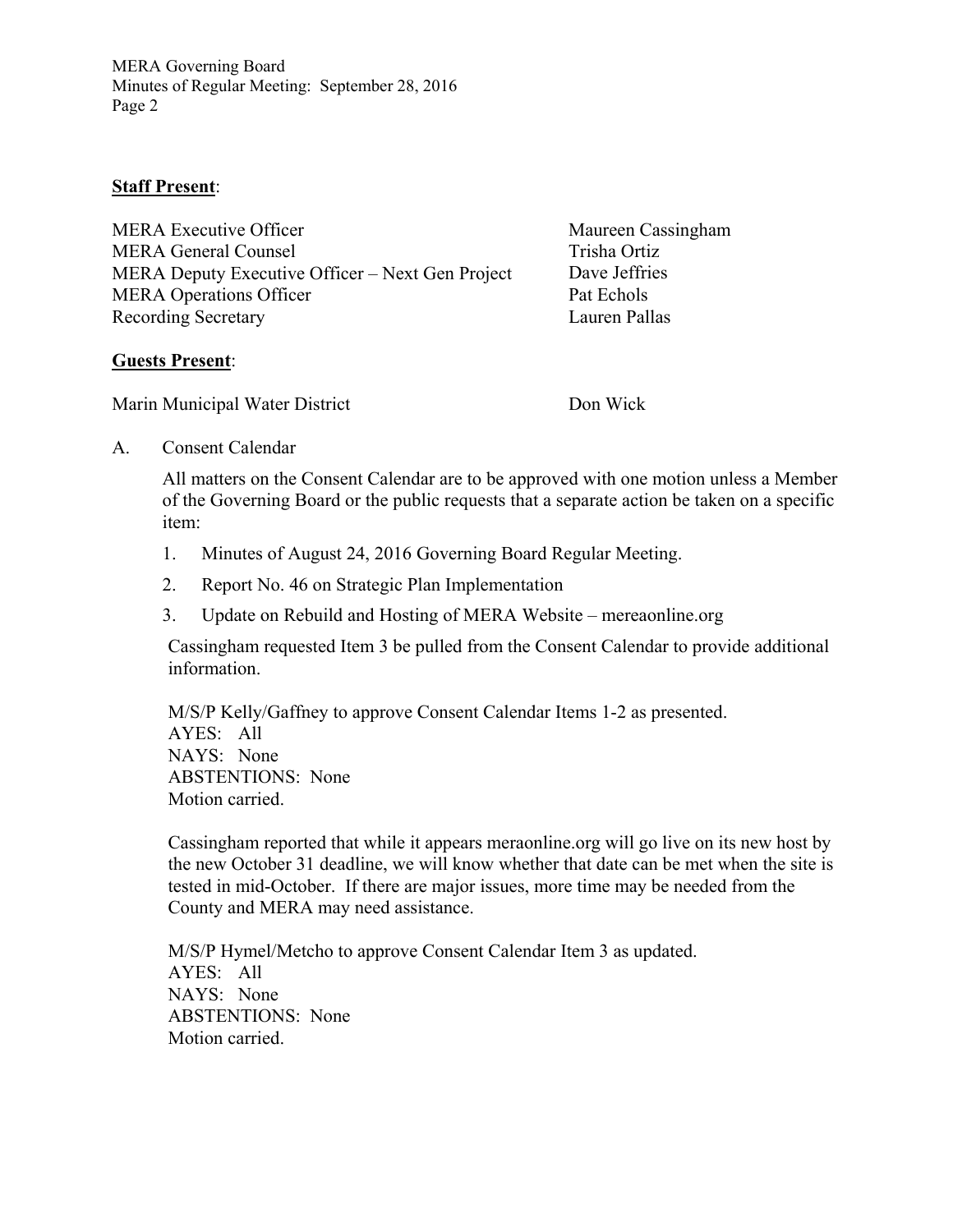**Staff Present**:

| | |
|---|---|
| MERA Executive Officer | Maureen Cassingham |
| MERA General Counsel | Trisha Ortiz |
| MERA Deputy Executive Officer – Next Gen Project | Dave Jeffries |
| MERA Operations Officer | Pat Echols |
| Recording Secretary | Lauren Pallas |

**Guests Present**:

| | |
|---|---|
| Marin Municipal Water District | Don Wick |

A. Consent Calendar

All matters on the Consent Calendar are to be approved with one motion unless a Member of the Governing Board or the public requests that a separate action be taken on a specific item:

1. Minutes of August 24, 2016 Governing Board Regular Meeting.
2. Report No. 46 on Strategic Plan Implementation
3. Update on Rebuild and Hosting of MERA Website – mereaonline.org

Cassingham requested Item 3 be pulled from the Consent Calendar to provide additional information.

M/S/P Kelly/Gaffney to approve Consent Calendar Items 1-2 as presented.
AYES: All
NAYS: None
ABSTENTIONS: None
Motion carried.

Cassingham reported that while it appears meraonline.org will go live on its new host by the new October 31 deadline, we will know whether that date can be met when the site is tested in mid-October. If there are major issues, more time may be needed from the County and MERA may need assistance.

M/S/P Hymel/Metcho to approve Consent Calendar Item 3 as updated.
AYES: All
NAYS: None
ABSTENTIONS: None
Motion carried.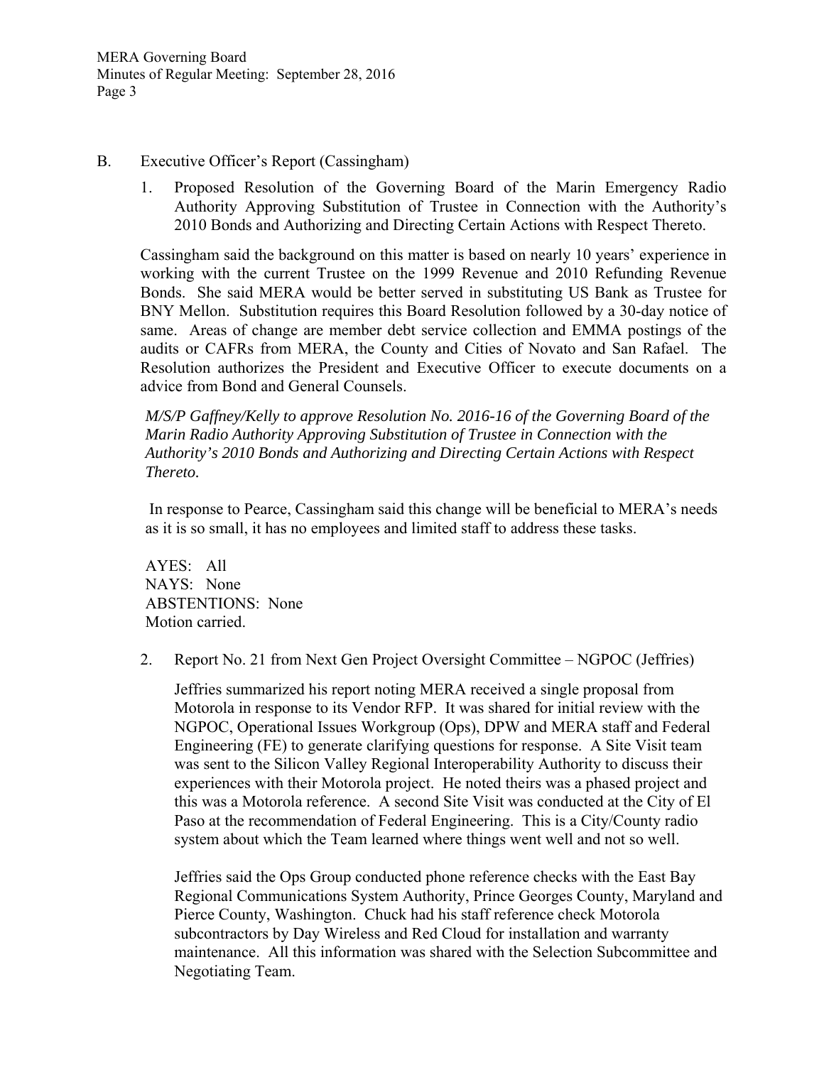B. Executive Officer's Report (Cassingham)

1. Proposed Resolution of the Governing Board of the Marin Emergency Radio Authority Approving Substitution of Trustee in Connection with the Authority's 2010 Bonds and Authorizing and Directing Certain Actions with Respect Thereto.

Cassingham said the background on this matter is based on nearly 10 years' experience in working with the current Trustee on the 1999 Revenue and 2010 Refunding Revenue Bonds. She said MERA would be better served in substituting US Bank as Trustee for BNY Mellon. Substitution requires this Board Resolution followed by a 30-day notice of same. Areas of change are member debt service collection and EMMA postings of the audits or CAFRs from MERA, the County and Cities of Novato and San Rafael. The Resolution authorizes the President and Executive Officer to execute documents on a advice from Bond and General Counsels.

*M/S/P Gaffney/Kelly to approve Resolution No. 2016-16 of the Governing Board of the Marin Radio Authority Approving Substitution of Trustee in Connection with the Authority's 2010 Bonds and Authorizing and Directing Certain Actions with Respect Thereto.*

In response to Pearce, Cassingham said this change will be beneficial to MERA's needs as it is so small, it has no employees and limited staff to address these tasks.

AYES: All
NAYS: None
ABSTENTIONS: None
Motion carried.

2. Report No. 21 from Next Gen Project Oversight Committee – NGPOC (Jeffries)

Jeffries summarized his report noting MERA received a single proposal from Motorola in response to its Vendor RFP. It was shared for initial review with the NGPOC, Operational Issues Workgroup (Ops), DPW and MERA staff and Federal Engineering (FE) to generate clarifying questions for response. A Site Visit team was sent to the Silicon Valley Regional Interoperability Authority to discuss their experiences with their Motorola project. He noted theirs was a phased project and this was a Motorola reference. A second Site Visit was conducted at the City of El Paso at the recommendation of Federal Engineering. This is a City/County radio system about which the Team learned where things went well and not so well.

Jeffries said the Ops Group conducted phone reference checks with the East Bay Regional Communications System Authority, Prince Georges County, Maryland and Pierce County, Washington. Chuck had his staff reference check Motorola subcontractors by Day Wireless and Red Cloud for installation and warranty maintenance. All this information was shared with the Selection Subcommittee and Negotiating Team.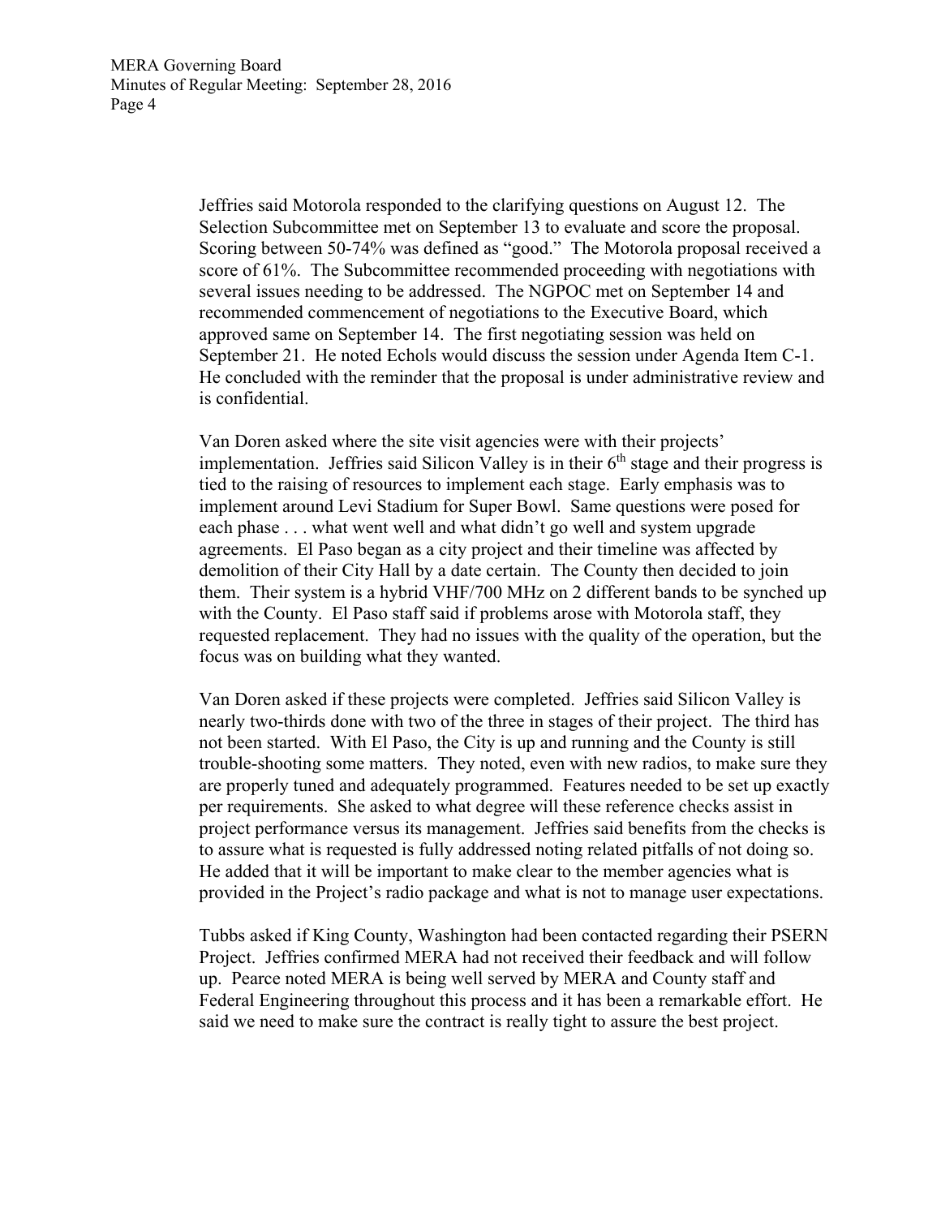Jeffries said Motorola responded to the clarifying questions on August 12. The Selection Subcommittee met on September 13 to evaluate and score the proposal. Scoring between 50-74% was defined as "good." The Motorola proposal received a score of 61%. The Subcommittee recommended proceeding with negotiations with several issues needing to be addressed. The NGPOC met on September 14 and recommended commencement of negotiations to the Executive Board, which approved same on September 14. The first negotiating session was held on September 21. He noted Echols would discuss the session under Agenda Item C-1. He concluded with the reminder that the proposal is under administrative review and is confidential.

Van Doren asked where the site visit agencies were with their projects' implementation. Jeffries said Silicon Valley is in their 6th stage and their progress is tied to the raising of resources to implement each stage. Early emphasis was to implement around Levi Stadium for Super Bowl. Same questions were posed for each phase . . . what went well and what didn't go well and system upgrade agreements. El Paso began as a city project and their timeline was affected by demolition of their City Hall by a date certain. The County then decided to join them. Their system is a hybrid VHF/700 MHz on 2 different bands to be synched up with the County. El Paso staff said if problems arose with Motorola staff, they requested replacement. They had no issues with the quality of the operation, but the focus was on building what they wanted.

Van Doren asked if these projects were completed. Jeffries said Silicon Valley is nearly two-thirds done with two of the three in stages of their project. The third has not been started. With El Paso, the City is up and running and the County is still trouble-shooting some matters. They noted, even with new radios, to make sure they are properly tuned and adequately programmed. Features needed to be set up exactly per requirements. She asked to what degree will these reference checks assist in project performance versus its management. Jeffries said benefits from the checks is to assure what is requested is fully addressed noting related pitfalls of not doing so. He added that it will be important to make clear to the member agencies what is provided in the Project's radio package and what is not to manage user expectations.

Tubbs asked if King County, Washington had been contacted regarding their PSERN Project. Jeffries confirmed MERA had not received their feedback and will follow up. Pearce noted MERA is being well served by MERA and County staff and Federal Engineering throughout this process and it has been a remarkable effort. He said we need to make sure the contract is really tight to assure the best project.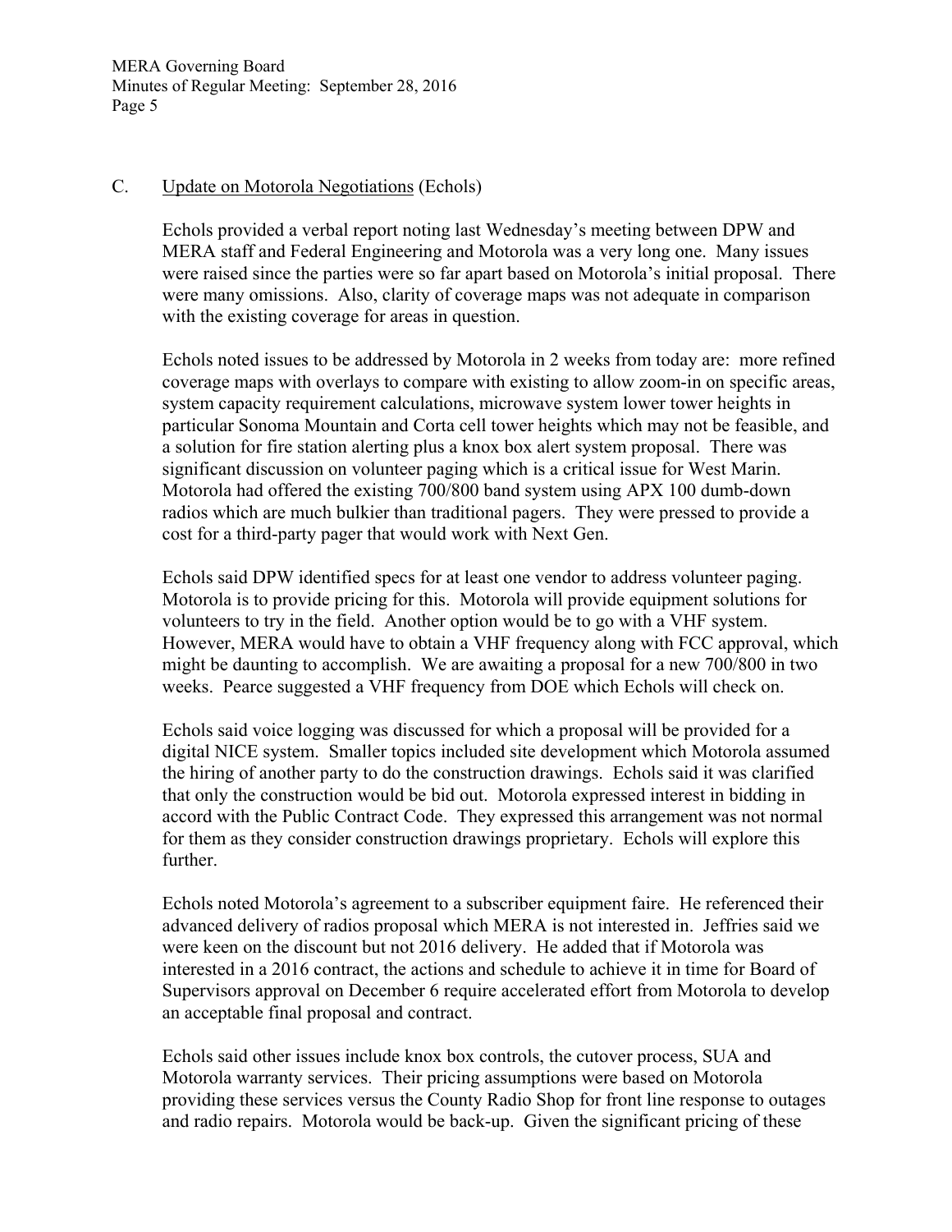C. Update on Motorola Negotiations (Echols)

Echols provided a verbal report noting last Wednesday's meeting between DPW and MERA staff and Federal Engineering and Motorola was a very long one. Many issues were raised since the parties were so far apart based on Motorola's initial proposal. There were many omissions. Also, clarity of coverage maps was not adequate in comparison with the existing coverage for areas in question.

Echols noted issues to be addressed by Motorola in 2 weeks from today are: more refined coverage maps with overlays to compare with existing to allow zoom-in on specific areas, system capacity requirement calculations, microwave system lower tower heights in particular Sonoma Mountain and Corta cell tower heights which may not be feasible, and a solution for fire station alerting plus a knox box alert system proposal. There was significant discussion on volunteer paging which is a critical issue for West Marin. Motorola had offered the existing 700/800 band system using APX 100 dumb-down radios which are much bulkier than traditional pagers. They were pressed to provide a cost for a third-party pager that would work with Next Gen.

Echols said DPW identified specs for at least one vendor to address volunteer paging. Motorola is to provide pricing for this. Motorola will provide equipment solutions for volunteers to try in the field. Another option would be to go with a VHF system. However, MERA would have to obtain a VHF frequency along with FCC approval, which might be daunting to accomplish. We are awaiting a proposal for a new 700/800 in two weeks. Pearce suggested a VHF frequency from DOE which Echols will check on.

Echols said voice logging was discussed for which a proposal will be provided for a digital NICE system. Smaller topics included site development which Motorola assumed the hiring of another party to do the construction drawings. Echols said it was clarified that only the construction would be bid out. Motorola expressed interest in bidding in accord with the Public Contract Code. They expressed this arrangement was not normal for them as they consider construction drawings proprietary. Echols will explore this further.

Echols noted Motorola's agreement to a subscriber equipment faire. He referenced their advanced delivery of radios proposal which MERA is not interested in. Jeffries said we were keen on the discount but not 2016 delivery. He added that if Motorola was interested in a 2016 contract, the actions and schedule to achieve it in time for Board of Supervisors approval on December 6 require accelerated effort from Motorola to develop an acceptable final proposal and contract.

Echols said other issues include knox box controls, the cutover process, SUA and Motorola warranty services. Their pricing assumptions were based on Motorola providing these services versus the County Radio Shop for front line response to outages and radio repairs. Motorola would be back-up. Given the significant pricing of these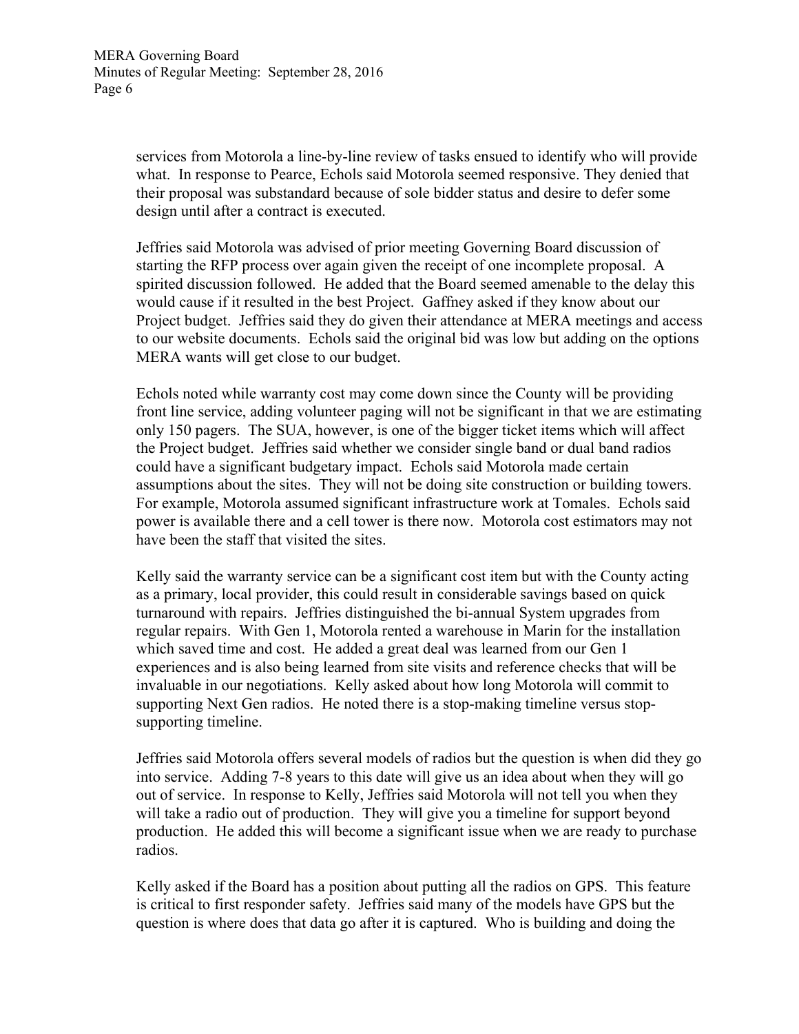services from Motorola a line-by-line review of tasks ensued to identify who will provide what. In response to Pearce, Echols said Motorola seemed responsive. They denied that their proposal was substandard because of sole bidder status and desire to defer some design until after a contract is executed.

Jeffries said Motorola was advised of prior meeting Governing Board discussion of starting the RFP process over again given the receipt of one incomplete proposal. A spirited discussion followed. He added that the Board seemed amenable to the delay this would cause if it resulted in the best Project. Gaffney asked if they know about our Project budget. Jeffries said they do given their attendance at MERA meetings and access to our website documents. Echols said the original bid was low but adding on the options MERA wants will get close to our budget.

Echols noted while warranty cost may come down since the County will be providing front line service, adding volunteer paging will not be significant in that we are estimating only 150 pagers. The SUA, however, is one of the bigger ticket items which will affect the Project budget. Jeffries said whether we consider single band or dual band radios could have a significant budgetary impact. Echols said Motorola made certain assumptions about the sites. They will not be doing site construction or building towers. For example, Motorola assumed significant infrastructure work at Tomales. Echols said power is available there and a cell tower is there now. Motorola cost estimators may not have been the staff that visited the sites.

Kelly said the warranty service can be a significant cost item but with the County acting as a primary, local provider, this could result in considerable savings based on quick turnaround with repairs. Jeffries distinguished the bi-annual System upgrades from regular repairs. With Gen 1, Motorola rented a warehouse in Marin for the installation which saved time and cost. He added a great deal was learned from our Gen 1 experiences and is also being learned from site visits and reference checks that will be invaluable in our negotiations. Kelly asked about how long Motorola will commit to supporting Next Gen radios. He noted there is a stop-making timeline versus stop-supporting timeline.

Jeffries said Motorola offers several models of radios but the question is when did they go into service. Adding 7-8 years to this date will give us an idea about when they will go out of service. In response to Kelly, Jeffries said Motorola will not tell you when they will take a radio out of production. They will give you a timeline for support beyond production. He added this will become a significant issue when we are ready to purchase radios.

Kelly asked if the Board has a position about putting all the radios on GPS. This feature is critical to first responder safety. Jeffries said many of the models have GPS but the question is where does that data go after it is captured. Who is building and doing the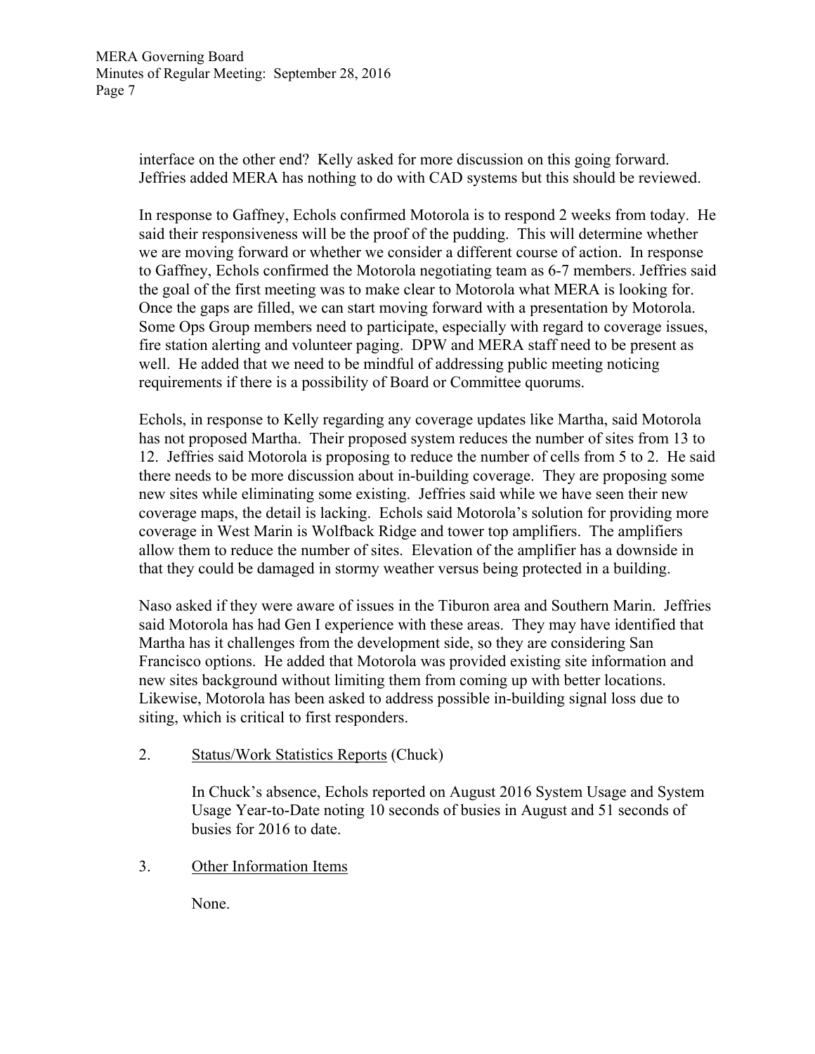interface on the other end? Kelly asked for more discussion on this going forward. Jeffries added MERA has nothing to do with CAD systems but this should be reviewed.

In response to Gaffney, Echols confirmed Motorola is to respond 2 weeks from today. He said their responsiveness will be the proof of the pudding. This will determine whether we are moving forward or whether we consider a different course of action. In response to Gaffney, Echols confirmed the Motorola negotiating team as 6-7 members. Jeffries said the goal of the first meeting was to make clear to Motorola what MERA is looking for. Once the gaps are filled, we can start moving forward with a presentation by Motorola. Some Ops Group members need to participate, especially with regard to coverage issues, fire station alerting and volunteer paging. DPW and MERA staff need to be present as well. He added that we need to be mindful of addressing public meeting noticing requirements if there is a possibility of Board or Committee quorums.

Echols, in response to Kelly regarding any coverage updates like Martha, said Motorola has not proposed Martha. Their proposed system reduces the number of sites from 13 to 12. Jeffries said Motorola is proposing to reduce the number of cells from 5 to 2. He said there needs to be more discussion about in-building coverage. They are proposing some new sites while eliminating some existing. Jeffries said while we have seen their new coverage maps, the detail is lacking. Echols said Motorola's solution for providing more coverage in West Marin is Wolfback Ridge and tower top amplifiers. The amplifiers allow them to reduce the number of sites. Elevation of the amplifier has a downside in that they could be damaged in stormy weather versus being protected in a building.

Naso asked if they were aware of issues in the Tiburon area and Southern Marin. Jeffries said Motorola has had Gen I experience with these areas. They may have identified that Martha has it challenges from the development side, so they are considering San Francisco options. He added that Motorola was provided existing site information and new sites background without limiting them from coming up with better locations. Likewise, Motorola has been asked to address possible in-building signal loss due to siting, which is critical to first responders.

2. Status/Work Statistics Reports (Chuck)

   In Chuck's absence, Echols reported on August 2016 System Usage and System Usage Year-to-Date noting 10 seconds of busies in August and 51 seconds of busies for 2016 to date.

3. Other Information Items

   None.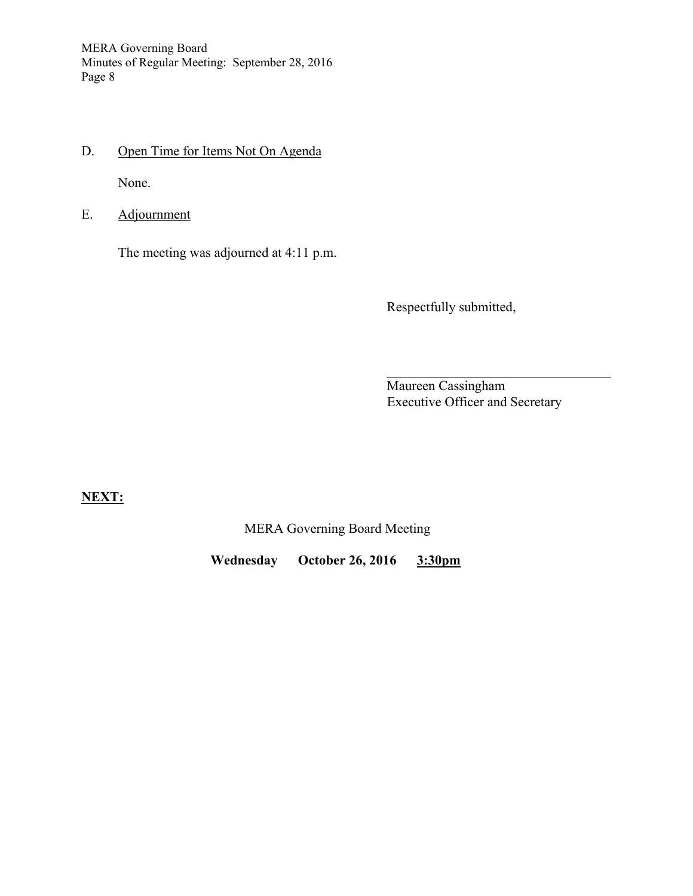D. <u>Open Time for Items Not On Agenda</u>

None.

E. <u>Adjournment</u>

The meeting was adjourned at 4:11 p.m.

Respectfully submitted,

\_\_\_\_\_\_\_\_\_\_\_\_\_\_\_\_\_\_\_\_\_\_\_\_\_\_\_\_\_\_\_\_\_\_

Maureen Cassingham
Executive Officer and Secretary

**<u>NEXT:</u>**

MERA Governing Board Meeting

**Wednesday October 26, 2016 <u>3:30pm</u>**